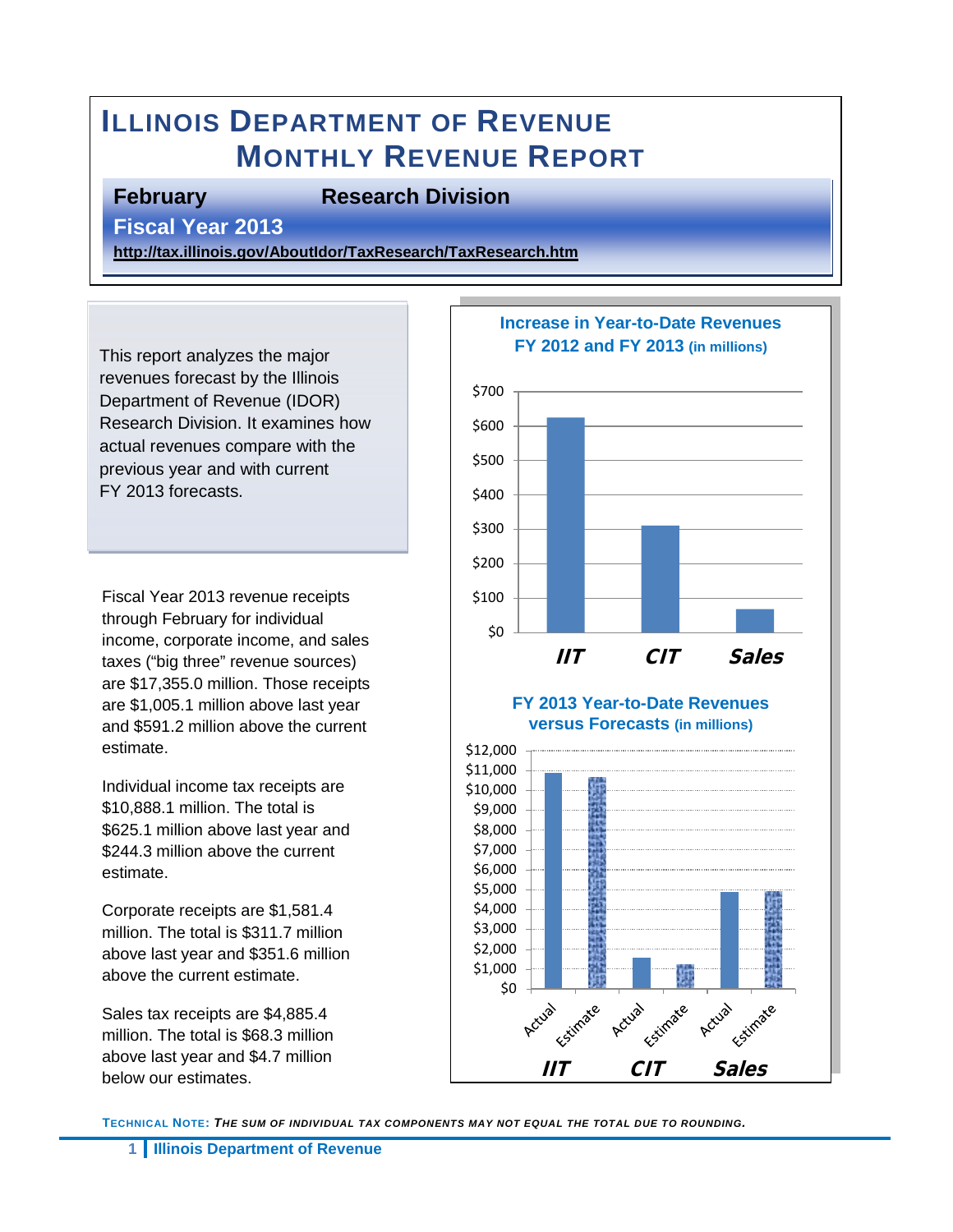# Illinois Department of Revenue
# Monthly Revenue Report

**February** **Research Division**

**Fiscal Year 2013**

**http://tax.illinois.gov/AboutIdor/TaxResearch/TaxResearch.htm**

This report analyzes the major revenues forecast by the Illinois Department of Revenue (IDOR) Research Division. It examines how actual revenues compare with the previous year and with current FY 2013 forecasts.

Fiscal Year 2013 revenue receipts through February for individual income, corporate income, and sales taxes ("big three" revenue sources) are $17,355.0 million. Those receipts are $1,005.1 million above last year and $591.2 million above the current estimate.

Individual income tax receipts are $10,888.1 million. The total is $625.1 million above last year and $244.3 million above the current estimate.

Corporate receipts are $1,581.4 million. The total is $311.7 million above last year and $351.6 million above the current estimate.

Sales tax receipts are $4,885.4 million. The total is $68.3 million above last year and $4.7 million below our estimates.

**Increase in Year-to-Date Revenues FY 2012 and FY 2013 (in millions)**

**FY 2013 Year-to-Date Revenues versus Forecasts (in millions)**

**Technical Note:** ***The sum of individual tax components may not equal the total due to rounding.***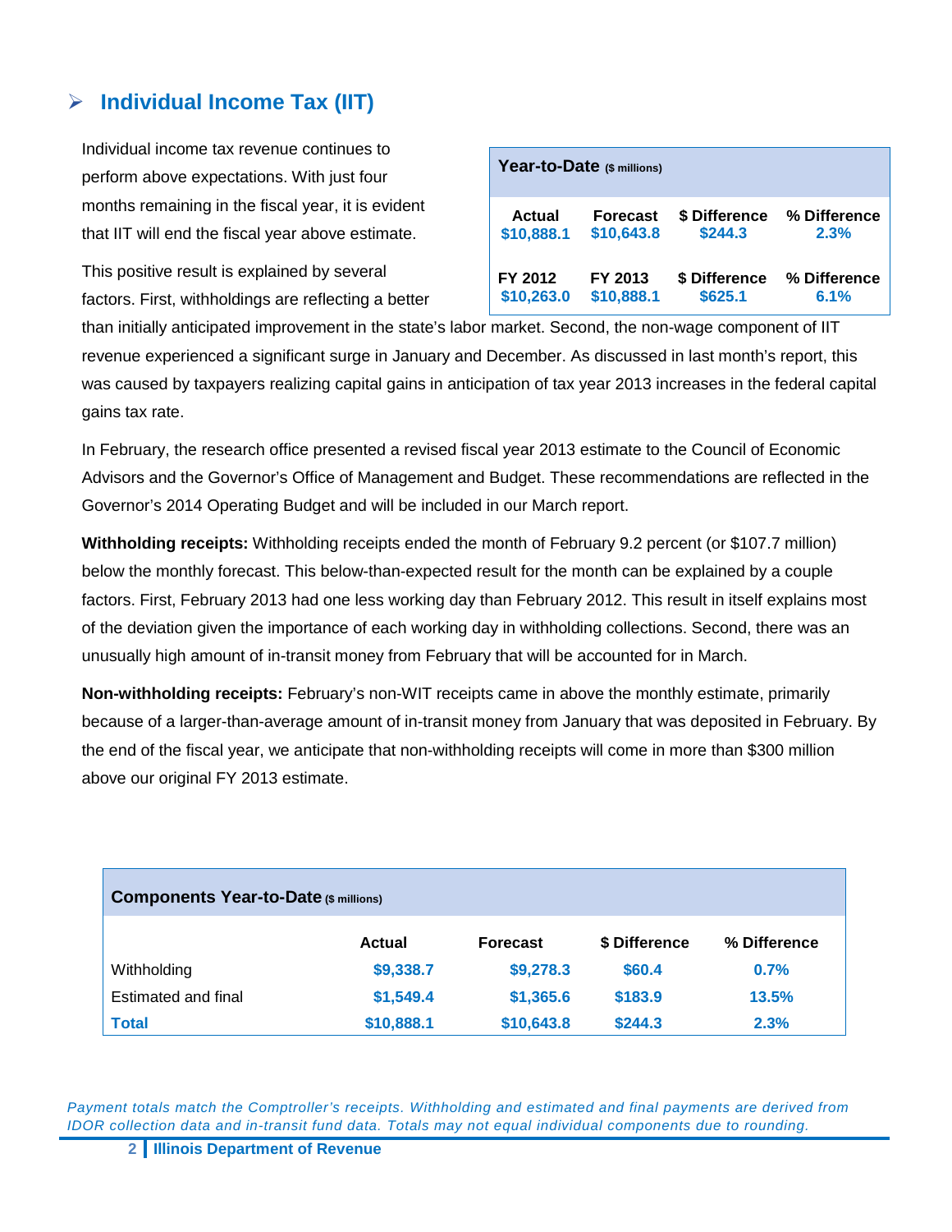## Individual Income Tax (IIT)

| Year-to-Date ($ millions) | | | |
|---|---|---|---|
| **Actual** | **Forecast** | **$ Difference** | **% Difference** |
| $10,888.1 | $10,643.8 | $244.3 | 2.3% |
| **FY 2012** | **FY 2013** | **$ Difference** | **% Difference** |
| $10,263.0 | $10,888.1 | $625.1 | 6.1% |

Individual income tax revenue continues to perform above expectations. With just four months remaining in the fiscal year, it is evident that IIT will end the fiscal year above estimate.

This positive result is explained by several factors. First, withholdings are reflecting a better than initially anticipated improvement in the state's labor market. Second, the non-wage component of IIT revenue experienced a significant surge in January and December. As discussed in last month's report, this was caused by taxpayers realizing capital gains in anticipation of tax year 2013 increases in the federal capital gains tax rate.

In February, the research office presented a revised fiscal year 2013 estimate to the Council of Economic Advisors and the Governor's Office of Management and Budget. These recommendations are reflected in the Governor's 2014 Operating Budget and will be included in our March report.

**Withholding receipts:** Withholding receipts ended the month of February 9.2 percent (or $107.7 million) below the monthly forecast. This below-than-expected result for the month can be explained by a couple factors. First, February 2013 had one less working day than February 2012. This result in itself explains most of the deviation given the importance of each working day in withholding collections. Second, there was an unusually high amount of in-transit money from February that will be accounted for in March.

**Non-withholding receipts:** February's non-WIT receipts came in above the monthly estimate, primarily because of a larger-than-average amount of in-transit money from January that was deposited in February. By the end of the fiscal year, we anticipate that non-withholding receipts will come in more than $300 million above our original FY 2013 estimate.

| Components Year-to-Date ($ millions) | Actual | Forecast | $ Difference | % Difference |
|---|---|---|---|---|
| Withholding | $9,338.7 | $9,278.3 | $60.4 | 0.7% |
| Estimated and final | $1,549.4 | $1,365.6 | $183.9 | 13.5% |
| **Total** | $10,888.1 | $10,643.8 | $244.3 | 2.3% |

*Payment totals match the Comptroller's receipts. Withholding and estimated and final payments are derived from IDOR collection data and in-transit fund data. Totals may not equal individual components due to rounding.*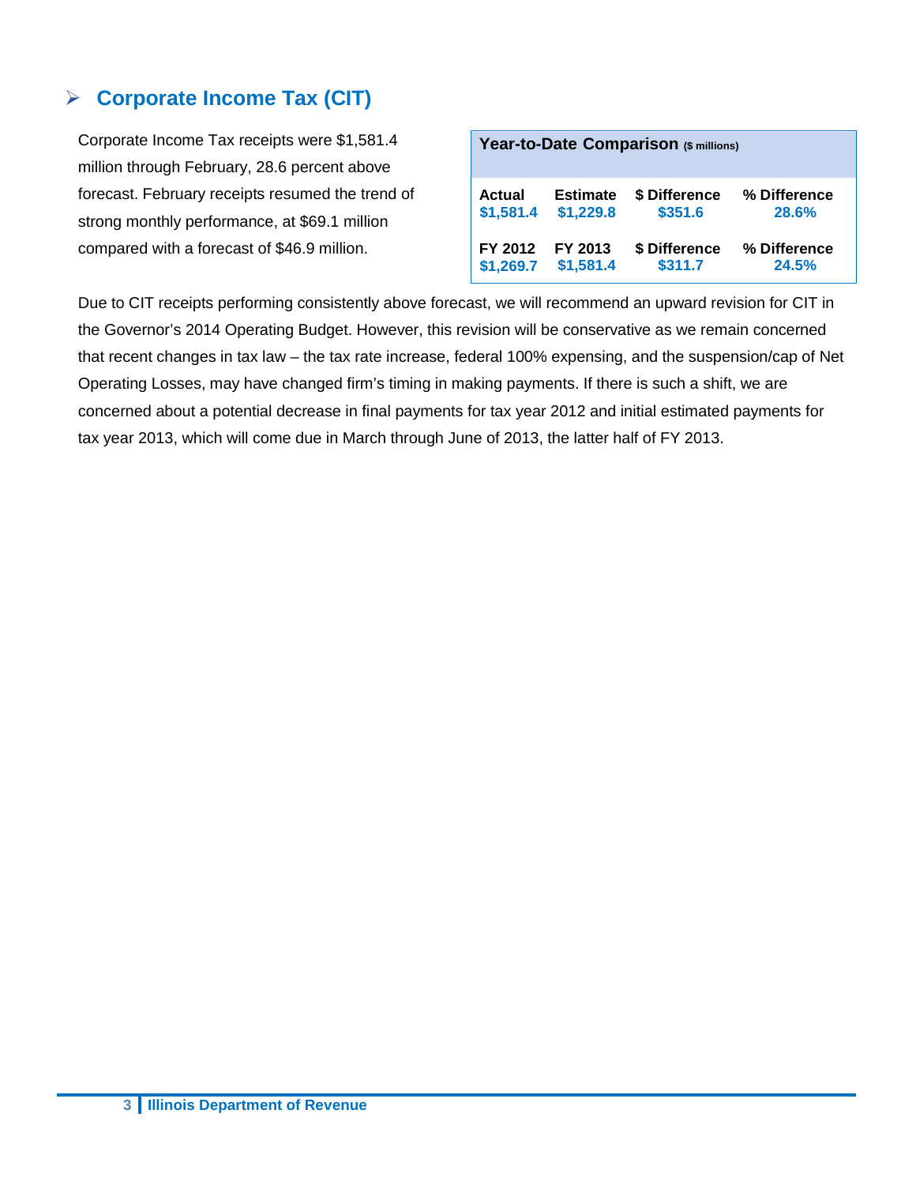## Corporate Income Tax (CIT)

Corporate Income Tax receipts were $1,581.4 million through February, 28.6 percent above forecast. February receipts resumed the trend of strong monthly performance, at $69.1 million compared with a forecast of $46.9 million.

**Year-to-Date Comparison** ($ millions)

| Actual | Estimate | $ Difference | % Difference |
|---|---|---|---|
| $1,581.4 | $1,229.8 | $351.6 | 28.6% |
| **FY 2012** | **FY 2013** | **$ Difference** | **% Difference** |
| $1,269.7 | $1,581.4 | $311.7 | 24.5% |

Due to CIT receipts performing consistently above forecast, we will recommend an upward revision for CIT in the Governor's 2014 Operating Budget. However, this revision will be conservative as we remain concerned that recent changes in tax law – the tax rate increase, federal 100% expensing, and the suspension/cap of Net Operating Losses, may have changed firm's timing in making payments. If there is such a shift, we are concerned about a potential decrease in final payments for tax year 2012 and initial estimated payments for tax year 2013, which will come due in March through June of 2013, the latter half of FY 2013.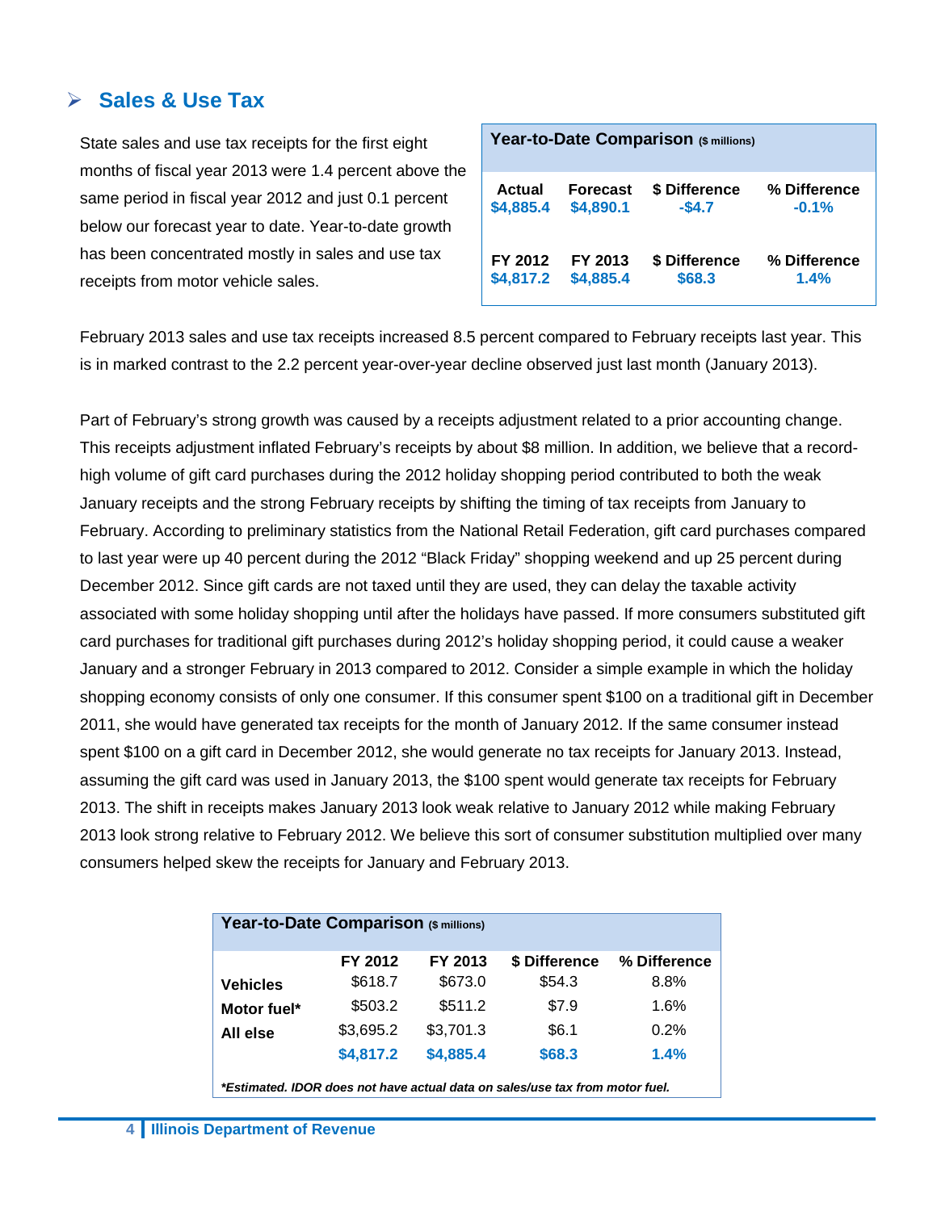## ➢ Sales & Use Tax

State sales and use tax receipts for the first eight months of fiscal year 2013 were 1.4 percent above the same period in fiscal year 2012 and just 0.1 percent below our forecast year to date. Year-to-date growth has been concentrated mostly in sales and use tax receipts from motor vehicle sales.

| Year-to-Date Comparison ($ millions) | | | |
|---|---|---|---|
| **Actual** | **Forecast** | **$ Difference** | **% Difference** |
| **$4,885.4** | **$4,890.1** | **-$4.7** | **-0.1%** |
| **FY 2012** | **FY 2013** | **$ Difference** | **% Difference** |
| **$4,817.2** | **$4,885.4** | **$68.3** | **1.4%** |

February 2013 sales and use tax receipts increased 8.5 percent compared to February receipts last year. This is in marked contrast to the 2.2 percent year-over-year decline observed just last month (January 2013).

Part of February's strong growth was caused by a receipts adjustment related to a prior accounting change. This receipts adjustment inflated February's receipts by about $8 million. In addition, we believe that a record-high volume of gift card purchases during the 2012 holiday shopping period contributed to both the weak January receipts and the strong February receipts by shifting the timing of tax receipts from January to February. According to preliminary statistics from the National Retail Federation, gift card purchases compared to last year were up 40 percent during the 2012 "Black Friday" shopping weekend and up 25 percent during December 2012. Since gift cards are not taxed until they are used, they can delay the taxable activity associated with some holiday shopping until after the holidays have passed. If more consumers substituted gift card purchases for traditional gift purchases during 2012's holiday shopping period, it could cause a weaker January and a stronger February in 2013 compared to 2012. Consider a simple example in which the holiday shopping economy consists of only one consumer. If this consumer spent $100 on a traditional gift in December 2011, she would have generated tax receipts for the month of January 2012. If the same consumer instead spent $100 on a gift card in December 2012, she would generate no tax receipts for January 2013. Instead, assuming the gift card was used in January 2013, the $100 spent would generate tax receipts for February 2013. The shift in receipts makes January 2013 look weak relative to January 2012 while making February 2013 look strong relative to February 2012. We believe this sort of consumer substitution multiplied over many consumers helped skew the receipts for January and February 2013.

| Year-to-Date Comparison ($ millions) | FY 2012 | FY 2013 | $ Difference | % Difference |
|---|---|---|---|---|
| **Vehicles** | $618.7 | $673.0 | $54.3 | 8.8% |
| **Motor fuel*** | $503.2 | $511.2 | $7.9 | 1.6% |
| **All else** | $3,695.2 | $3,701.3 | $6.1 | 0.2% |
| | **$4,817.2** | **$4,885.4** | **$68.3** | **1.4%** |

****Estimated. IDOR does not have actual data on sales/use tax from motor fuel.***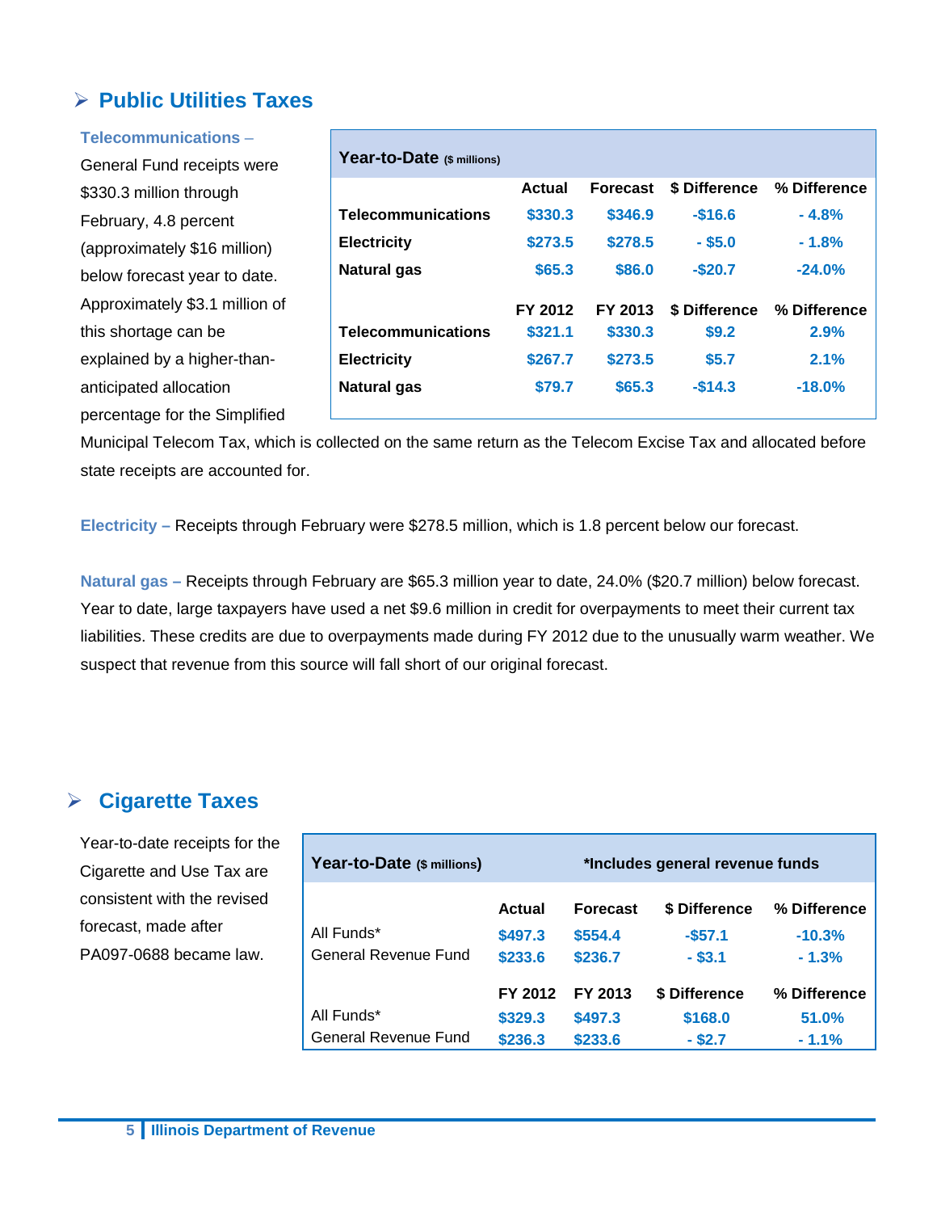## ➢ Public Utilities Taxes

| Year-to-Date ($ millions) | | | | |
|---|---|---|---|---|
| | Actual | Forecast | $ Difference | % Difference |
| Telecommunications | $330.3 | $346.9 | -$16.6 | - 4.8% |
| Electricity | $273.5 | $278.5 | - $5.0 | - 1.8% |
| Natural gas | $65.3 | $86.0 | -$20.7 | -24.0% |
| | FY 2012 | FY 2013 | $ Difference | % Difference |
| Telecommunications | $321.1 | $330.3 | $9.2 | 2.9% |
| Electricity | $267.7 | $273.5 | $5.7 | 2.1% |
| Natural gas | $79.7 | $65.3 | -$14.3 | -18.0% |

**Telecommunications –** General Fund receipts were $330.3 million through February, 4.8 percent (approximately $16 million) below forecast year to date. Approximately $3.1 million of this shortage can be explained by a higher-than-anticipated allocation percentage for the Simplified Municipal Telecom Tax, which is collected on the same return as the Telecom Excise Tax and allocated before state receipts are accounted for.

**Electricity –** Receipts through February were $278.5 million, which is 1.8 percent below our forecast.

**Natural gas –** Receipts through February are $65.3 million year to date, 24.0% ($20.7 million) below forecast. Year to date, large taxpayers have used a net $9.6 million in credit for overpayments to meet their current tax liabilities. These credits are due to overpayments made during FY 2012 due to the unusually warm weather. We suspect that revenue from this source will fall short of our original forecast.

## ➢ Cigarette Taxes

Year-to-date receipts for the Cigarette and Use Tax are consistent with the revised forecast, made after PA097-0688 became law.

| Year-to-Date ($ millions) | *Includes general revenue funds | | | |
|---|---|---|---|---|
| | Actual | Forecast | $ Difference | % Difference |
| All Funds* | $497.3 | $554.4 | -$57.1 | -10.3% |
| General Revenue Fund | $233.6 | $236.7 | - $3.1 | - 1.3% |
| | FY 2012 | FY 2013 | $ Difference | % Difference |
| All Funds* | $329.3 | $497.3 | $168.0 | 51.0% |
| General Revenue Fund | $236.3 | $233.6 | - $2.7 | - 1.1% |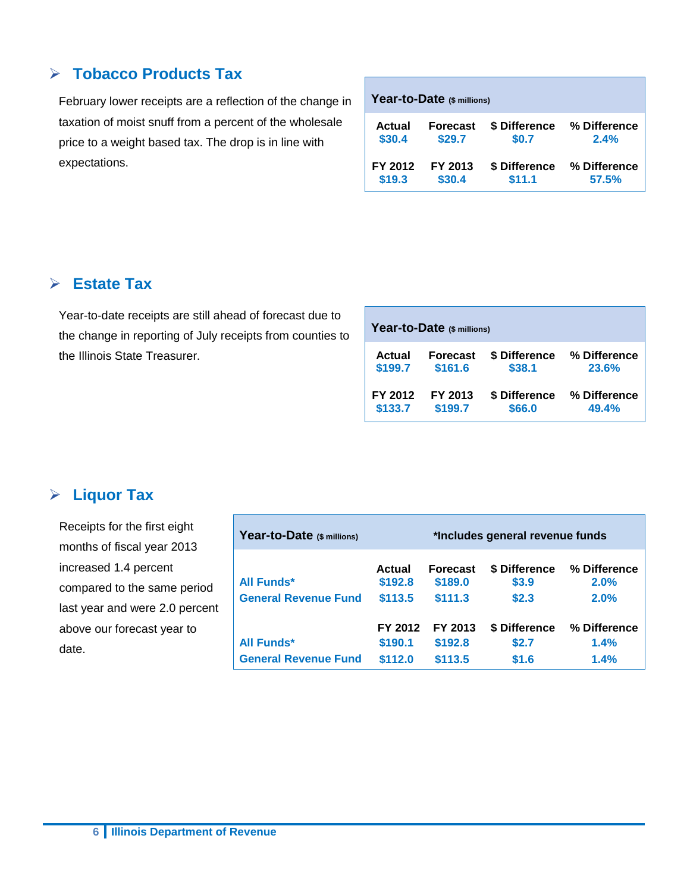## Tobacco Products Tax

February lower receipts are a reflection of the change in taxation of moist snuff from a percent of the wholesale price to a weight based tax. The drop is in line with expectations.

| Year-to-Date ($ millions) | | | |
|---|---|---|---|
| Actual | Forecast | $ Difference | % Difference |
| $30.4 | $29.7 | $0.7 | 2.4% |
| FY 2012 | FY 2013 | $ Difference | % Difference |
| $19.3 | $30.4 | $11.1 | 57.5% |

## Estate Tax

Year-to-date receipts are still ahead of forecast due to the change in reporting of July receipts from counties to the Illinois State Treasurer.

| Year-to-Date ($ millions) | | | |
|---|---|---|---|
| Actual | Forecast | $ Difference | % Difference |
| $199.7 | $161.6 | $38.1 | 23.6% |
| FY 2012 | FY 2013 | $ Difference | % Difference |
| $133.7 | $199.7 | $66.0 | 49.4% |

## Liquor Tax

Receipts for the first eight months of fiscal year 2013 increased 1.4 percent compared to the same period last year and were 2.0 percent above our forecast year to date.

| Year-to-Date ($ millions) | *Includes general revenue funds | | | |
|---|---|---|---|---|
| | Actual | Forecast | $ Difference | % Difference |
| All Funds* | $192.8 | $189.0 | $3.9 | 2.0% |
| General Revenue Fund | $113.5 | $111.3 | $2.3 | 2.0% |
| | FY 2012 | FY 2013 | $ Difference | % Difference |
| All Funds* | $190.1 | $192.8 | $2.7 | 1.4% |
| General Revenue Fund | $112.0 | $113.5 | $1.6 | 1.4% |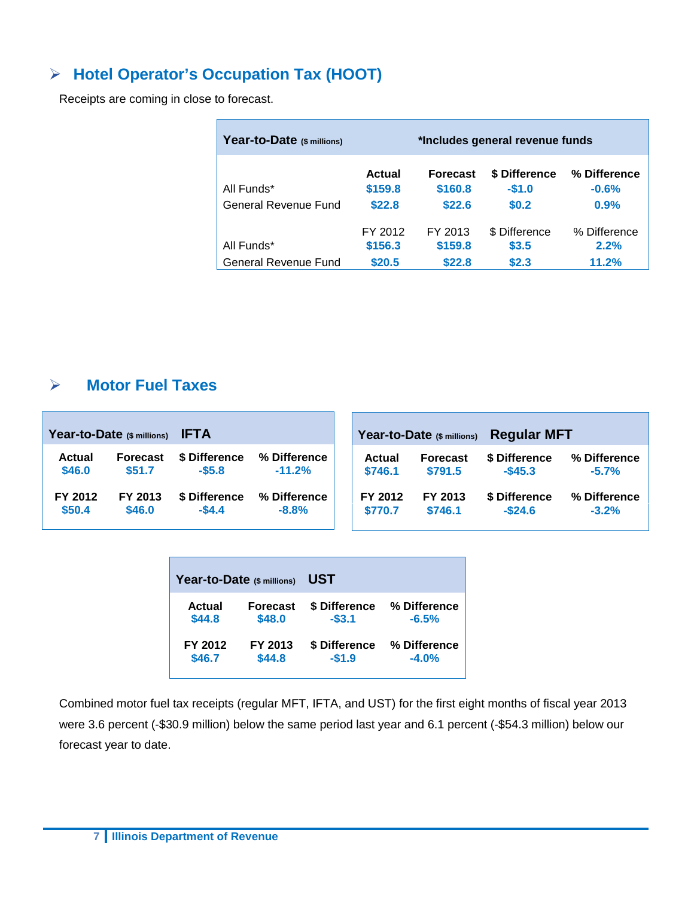## Hotel Operator's Occupation Tax (HOOT)

Receipts are coming in close to forecast.

| Year-to-Date ($ millions) | *Includes general revenue funds | | | |
|---|---|---|---|---|
| | Actual | Forecast | $ Difference | % Difference |
| All Funds* | $159.8 | $160.8 | -$1.0 | -0.6% |
| General Revenue Fund | $22.8 | $22.6 | $0.2 | 0.9% |
| | FY 2012 | FY 2013 | $ Difference | % Difference |
| All Funds* | $156.3 | $159.8 | $3.5 | 2.2% |
| General Revenue Fund | $20.5 | $22.8 | $2.3 | 11.2% |

## Motor Fuel Taxes

| Year-to-Date ($ millions) IFTA | | | |
|---|---|---|---|
| Actual | Forecast | $ Difference | % Difference |
| $46.0 | $51.7 | -$5.8 | -11.2% |
| FY 2012 | FY 2013 | $ Difference | % Difference |
| $50.4 | $46.0 | -$4.4 | -8.8% |

| Year-to-Date ($ millions) Regular MFT | | | |
|---|---|---|---|
| Actual | Forecast | $ Difference | % Difference |
| $746.1 | $791.5 | -$45.3 | -5.7% |
| FY 2012 | FY 2013 | $ Difference | % Difference |
| $770.7 | $746.1 | -$24.6 | -3.2% |

| Year-to-Date ($ millions) UST | | | |
|---|---|---|---|
| Actual | Forecast | $ Difference | % Difference |
| $44.8 | $48.0 | -$3.1 | -6.5% |
| FY 2012 | FY 2013 | $ Difference | % Difference |
| $46.7 | $44.8 | -$1.9 | -4.0% |

Combined motor fuel tax receipts (regular MFT, IFTA, and UST) for the first eight months of fiscal year 2013 were 3.6 percent (-$30.9 million) below the same period last year and 6.1 percent (-$54.3 million) below our forecast year to date.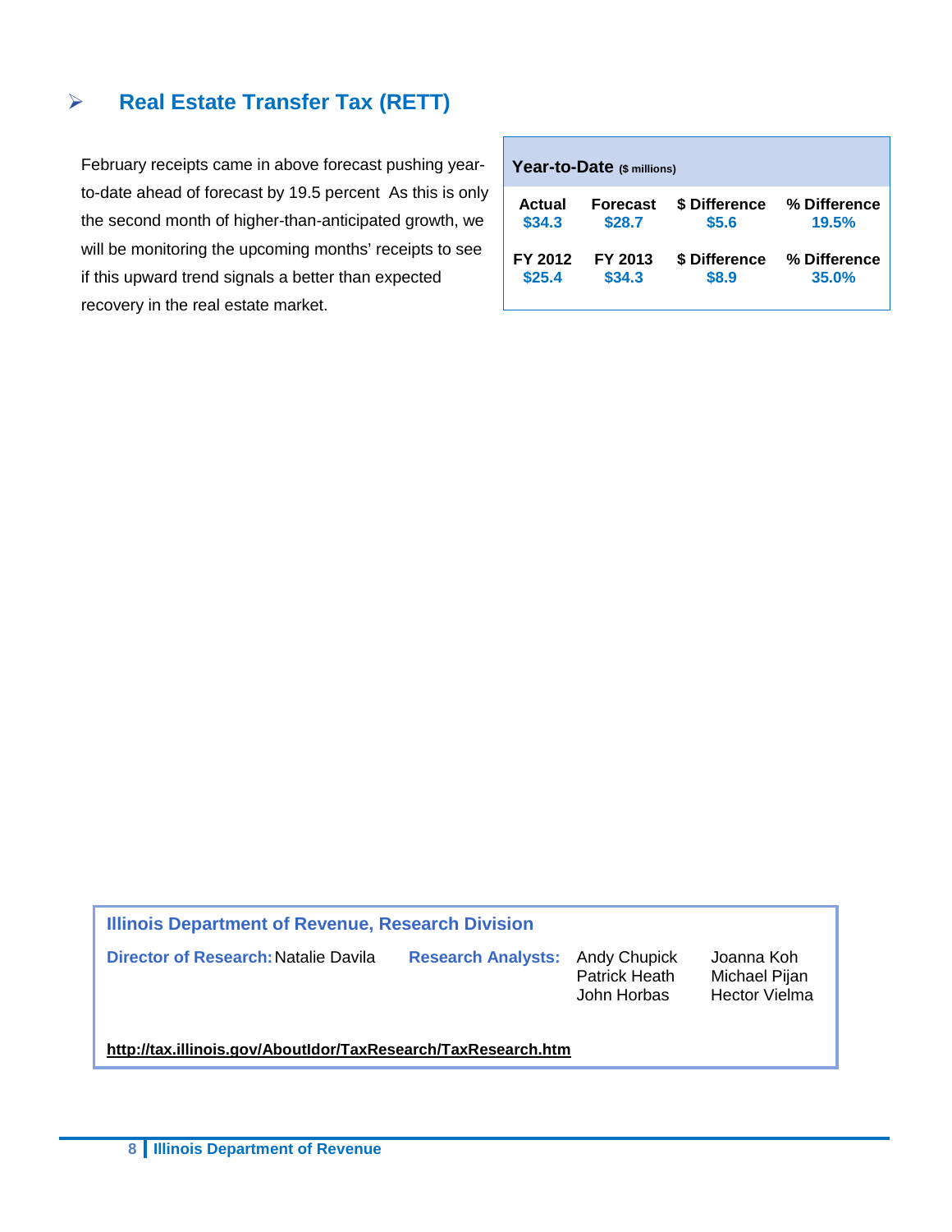## Real Estate Transfer Tax (RETT)

February receipts came in above forecast pushing year-to-date ahead of forecast by 19.5 percent  As this is only the second month of higher-than-anticipated growth, we will be monitoring the upcoming months' receipts to see if this upward trend signals a better than expected recovery in the real estate market.

**Year-to-Date** ($ millions)

| Actual | Forecast | $ Difference | % Difference |
|---|---|---|---|
| $34.3 | $28.7 | $5.6 | 19.5% |
| **FY 2012** | **FY 2013** | **$ Difference** | **% Difference** |
| $25.4 | $34.3 | $8.9 | 35.0% |

**Illinois Department of Revenue, Research Division**

**Director of Research:** Natalie Davila

**Research Analysts:** Andy Chupick, Patrick Heath, John Horbas, Joanna Koh, Michael Pijan, Hector Vielma

http://tax.illinois.gov/AboutIdor/TaxResearch/TaxResearch.htm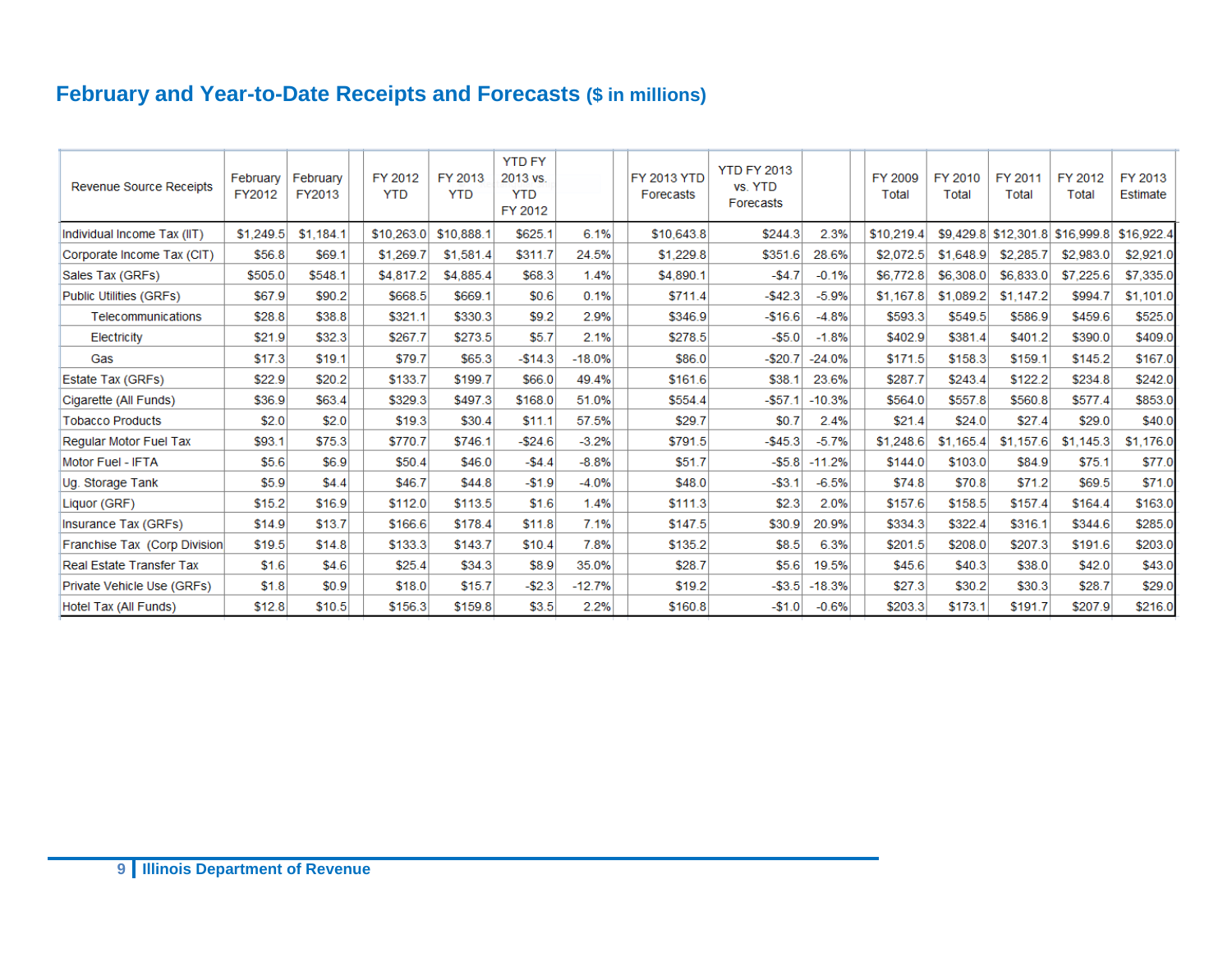## February and Year-to-Date Receipts and Forecasts ($ in millions)

| Revenue Source Receipts | February FY2012 | February FY2013 | FY 2012 YTD | FY 2013 YTD | YTD FY 2013 vs. YTD FY 2012 | | FY 2013 YTD Forecasts | YTD FY 2013 vs. YTD Forecasts | | FY 2009 Total | FY 2010 Total | FY 2011 Total | FY 2012 Total | FY 2013 Estimate |
|---|---|---|---|---|---|---|---|---|---|---|---|---|---|---|
| Individual Income Tax (IIT) | $1,249.5 | $1,184.1 | $10,263.0 | $10,888.1 | $625.1 | 6.1% | $10,643.8 | $244.3 | 2.3% | $10,219.4 | $9,429.8 | $12,301.8 | $16,999.8 | $16,922.4 |
| Corporate Income Tax (CIT) | $56.8 | $69.1 | $1,269.7 | $1,581.4 | $311.7 | 24.5% | $1,229.8 | $351.6 | 28.6% | $2,072.5 | $1,648.9 | $2,285.7 | $2,983.0 | $2,921.0 |
| Sales Tax (GRFs) | $505.0 | $548.1 | $4,817.2 | $4,885.4 | $68.3 | 1.4% | $4,890.1 | -$4.7 | -0.1% | $6,772.8 | $6,308.0 | $6,833.0 | $7,225.6 | $7,335.0 |
| Public Utilities (GRFs) | $67.9 | $90.2 | $668.5 | $669.1 | $0.6 | 0.1% | $711.4 | -$42.3 | -5.9% | $1,167.8 | $1,089.2 | $1,147.2 | $994.7 | $1,101.0 |
| Telecommunications | $28.8 | $38.8 | $321.1 | $330.3 | $9.2 | 2.9% | $346.9 | -$16.6 | -4.8% | $593.3 | $549.5 | $586.9 | $459.6 | $525.0 |
| Electricity | $21.9 | $32.3 | $267.7 | $273.5 | $5.7 | 2.1% | $278.5 | -$5.0 | -1.8% | $402.9 | $381.4 | $401.2 | $390.0 | $409.0 |
| Gas | $17.3 | $19.1 | $79.7 | $65.3 | -$14.3 | -18.0% | $86.0 | -$20.7 | -24.0% | $171.5 | $158.3 | $159.1 | $145.2 | $167.0 |
| Estate Tax (GRFs) | $22.9 | $20.2 | $133.7 | $199.7 | $66.0 | 49.4% | $161.6 | $38.1 | 23.6% | $287.7 | $243.4 | $122.2 | $234.8 | $242.0 |
| Cigarette (All Funds) | $36.9 | $63.4 | $329.3 | $497.3 | $168.0 | 51.0% | $554.4 | -$57.1 | -10.3% | $564.0 | $557.8 | $560.8 | $577.4 | $853.0 |
| Tobacco Products | $2.0 | $2.0 | $19.3 | $30.4 | $11.1 | 57.5% | $29.7 | $0.7 | 2.4% | $21.4 | $24.0 | $27.4 | $29.0 | $40.0 |
| Regular Motor Fuel Tax | $93.1 | $75.3 | $770.7 | $746.1 | -$24.6 | -3.2% | $791.5 | -$45.3 | -5.7% | $1,248.6 | $1,165.4 | $1,157.6 | $1,145.3 | $1,176.0 |
| Motor Fuel - IFTA | $5.6 | $6.9 | $50.4 | $46.0 | -$4.4 | -8.8% | $51.7 | -$5.8 | -11.2% | $144.0 | $103.0 | $84.9 | $75.1 | $77.0 |
| Ug. Storage Tank | $5.9 | $4.4 | $46.7 | $44.8 | -$1.9 | -4.0% | $48.0 | -$3.1 | -6.5% | $74.8 | $70.8 | $71.2 | $69.5 | $71.0 |
| Liquor (GRF) | $15.2 | $16.9 | $112.0 | $113.5 | $1.6 | 1.4% | $111.3 | $2.3 | 2.0% | $157.6 | $158.5 | $157.4 | $164.4 | $163.0 |
| Insurance Tax (GRFs) | $14.9 | $13.7 | $166.6 | $178.4 | $11.8 | 7.1% | $147.5 | $30.9 | 20.9% | $334.3 | $322.4 | $316.1 | $344.6 | $285.0 |
| Franchise Tax (Corp Division | $19.5 | $14.8 | $133.3 | $143.7 | $10.4 | 7.8% | $135.2 | $8.5 | 6.3% | $201.5 | $208.0 | $207.3 | $191.6 | $203.0 |
| Real Estate Transfer Tax | $1.6 | $4.6 | $25.4 | $34.3 | $8.9 | 35.0% | $28.7 | $5.6 | 19.5% | $45.6 | $40.3 | $38.0 | $42.0 | $43.0 |
| Private Vehicle Use (GRFs) | $1.8 | $0.9 | $18.0 | $15.7 | -$2.3 | -12.7% | $19.2 | -$3.5 | -18.3% | $27.3 | $30.2 | $30.3 | $28.7 | $29.0 |
| Hotel Tax (All Funds) | $12.8 | $10.5 | $156.3 | $159.8 | $3.5 | 2.2% | $160.8 | -$1.0 | -0.6% | $203.3 | $173.1 | $191.7 | $207.9 | $216.0 |